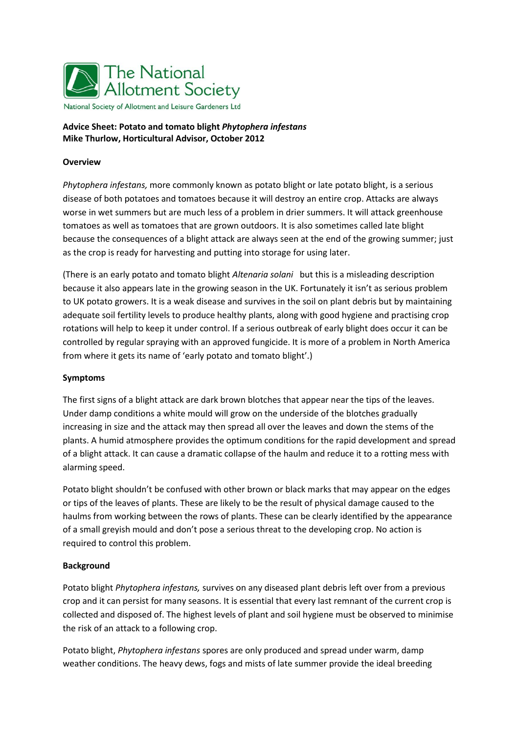The National Allotment Society

National Society of Allotment and Leisure Gardeners Ltd

**Advice Sheet: Potato and tomato blight *Phytophera infestans***
**Mike Thurlow, Horticultural Advisor, October 2012**

**Overview**

*Phytophera infestans,* more commonly known as potato blight or late potato blight, is a serious disease of both potatoes and tomatoes because it will destroy an entire crop. Attacks are always worse in wet summers but are much less of a problem in drier summers. It will attack greenhouse tomatoes as well as tomatoes that are grown outdoors. It is also sometimes called late blight because the consequences of a blight attack are always seen at the end of the growing summer; just as the crop is ready for harvesting and putting into storage for using later.

(There is an early potato and tomato blight *Altenaria solani* but this is a misleading description because it also appears late in the growing season in the UK. Fortunately it isn't as serious problem to UK potato growers. It is a weak disease and survives in the soil on plant debris but by maintaining adequate soil fertility levels to produce healthy plants, along with good hygiene and practising crop rotations will help to keep it under control. If a serious outbreak of early blight does occur it can be controlled by regular spraying with an approved fungicide. It is more of a problem in North America from where it gets its name of 'early potato and tomato blight'.)

**Symptoms**

The first signs of a blight attack are dark brown blotches that appear near the tips of the leaves. Under damp conditions a white mould will grow on the underside of the blotches gradually increasing in size and the attack may then spread all over the leaves and down the stems of the plants. A humid atmosphere provides the optimum conditions for the rapid development and spread of a blight attack. It can cause a dramatic collapse of the haulm and reduce it to a rotting mess with alarming speed.

Potato blight shouldn't be confused with other brown or black marks that may appear on the edges or tips of the leaves of plants. These are likely to be the result of physical damage caused to the haulms from working between the rows of plants. These can be clearly identified by the appearance of a small greyish mould and don't pose a serious threat to the developing crop. No action is required to control this problem.

**Background**

Potato blight *Phytophera infestans,* survives on any diseased plant debris left over from a previous crop and it can persist for many seasons. It is essential that every last remnant of the current crop is collected and disposed of. The highest levels of plant and soil hygiene must be observed to minimise the risk of an attack to a following crop.

Potato blight, *Phytophera infestans* spores are only produced and spread under warm, damp weather conditions. The heavy dews, fogs and mists of late summer provide the ideal breeding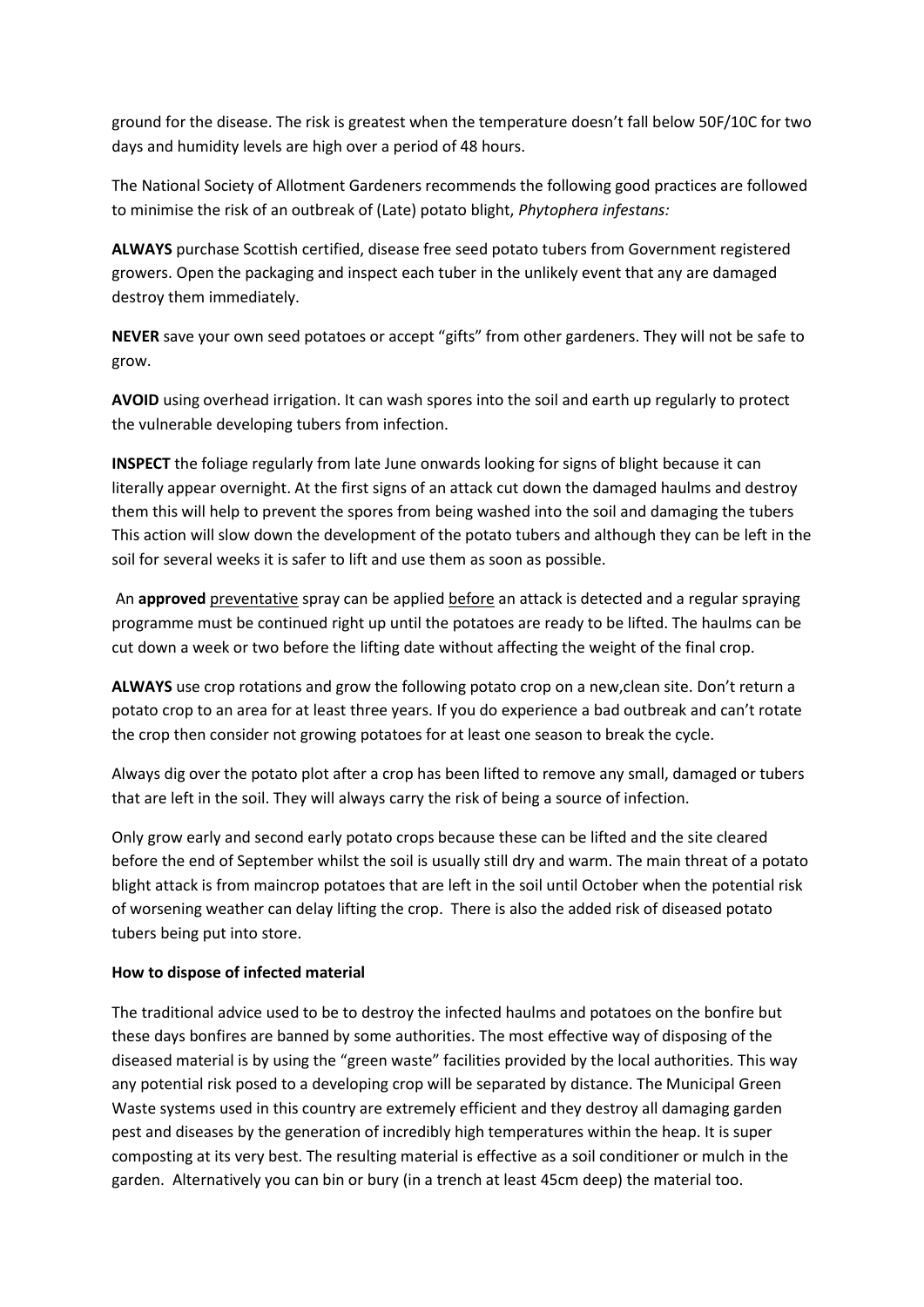ground for the disease. The risk is greatest when the temperature doesn't fall below 50F/10C for two days and humidity levels are high over a period of 48 hours.

The National Society of Allotment Gardeners recommends the following good practices are followed to minimise the risk of an outbreak of (Late) potato blight, *Phytophera infestans:*

**ALWAYS** purchase Scottish certified, disease free seed potato tubers from Government registered growers. Open the packaging and inspect each tuber in the unlikely event that any are damaged destroy them immediately.

**NEVER** save your own seed potatoes or accept "gifts" from other gardeners. They will not be safe to grow.

**AVOID** using overhead irrigation. It can wash spores into the soil and earth up regularly to protect the vulnerable developing tubers from infection.

**INSPECT** the foliage regularly from late June onwards looking for signs of blight because it can literally appear overnight. At the first signs of an attack cut down the damaged haulms and destroy them this will help to prevent the spores from being washed into the soil and damaging the tubers This action will slow down the development of the potato tubers and although they can be left in the soil for several weeks it is safer to lift and use them as soon as possible.

An **approved** <u>preventative</u> spray can be applied <u>before</u> an attack is detected and a regular spraying programme must be continued right up until the potatoes are ready to be lifted. The haulms can be cut down a week or two before the lifting date without affecting the weight of the final crop.

**ALWAYS** use crop rotations and grow the following potato crop on a new,clean site. Don't return a potato crop to an area for at least three years. If you do experience a bad outbreak and can't rotate the crop then consider not growing potatoes for at least one season to break the cycle.

Always dig over the potato plot after a crop has been lifted to remove any small, damaged or tubers that are left in the soil. They will always carry the risk of being a source of infection.

Only grow early and second early potato crops because these can be lifted and the site cleared before the end of September whilst the soil is usually still dry and warm. The main threat of a potato blight attack is from maincrop potatoes that are left in the soil until October when the potential risk of worsening weather can delay lifting the crop. There is also the added risk of diseased potato tubers being put into store.

**How to dispose of infected material**

The traditional advice used to be to destroy the infected haulms and potatoes on the bonfire but these days bonfires are banned by some authorities. The most effective way of disposing of the diseased material is by using the "green waste" facilities provided by the local authorities. This way any potential risk posed to a developing crop will be separated by distance. The Municipal Green Waste systems used in this country are extremely efficient and they destroy all damaging garden pest and diseases by the generation of incredibly high temperatures within the heap. It is super composting at its very best. The resulting material is effective as a soil conditioner or mulch in the garden. Alternatively you can bin or bury (in a trench at least 45cm deep) the material too.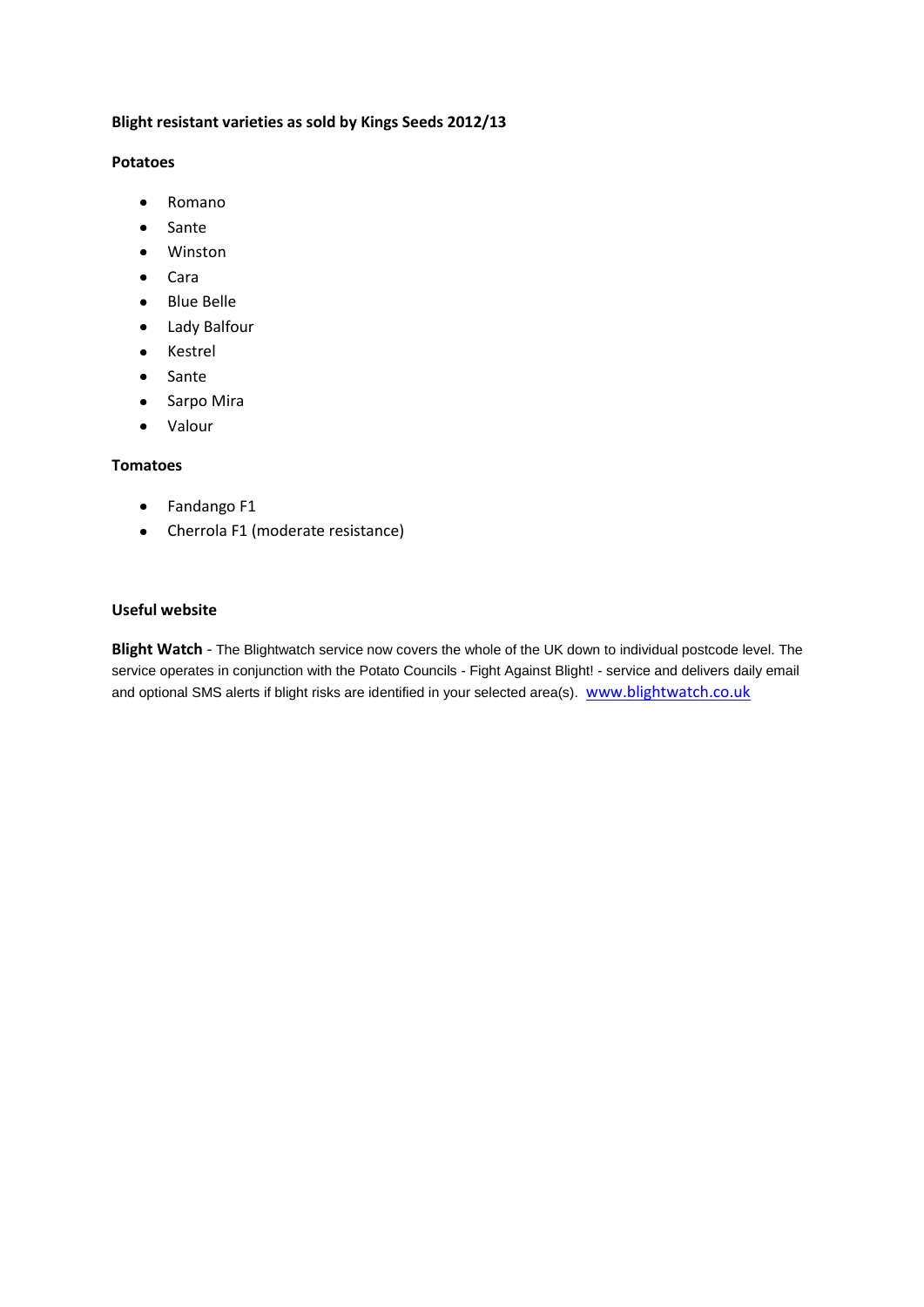**Blight resistant varieties as sold by Kings Seeds 2012/13**

**Potatoes**

- Romano
- Sante
- Winston
- Cara
- Blue Belle
- Lady Balfour
- Kestrel
- Sante
- Sarpo Mira
- Valour

**Tomatoes**

- Fandango F1
- Cherrola F1 (moderate resistance)

**Useful website**

**Blight Watch** - The Blightwatch service now covers the whole of the UK down to individual postcode level. The service operates in conjunction with the Potato Councils - Fight Against Blight! - service and delivers daily email and optional SMS alerts if blight risks are identified in your selected area(s). www.blightwatch.co.uk